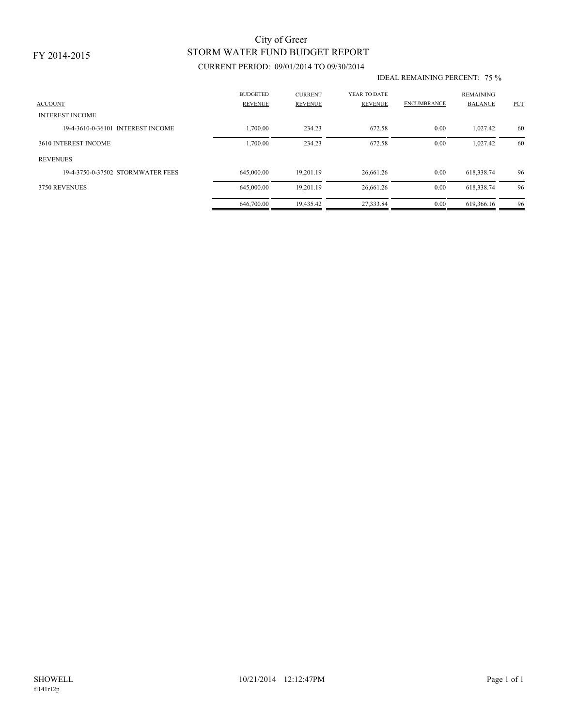FY 2014-2015

# City of Greer
## STORM WATER FUND BUDGET REPORT

CURRENT PERIOD: 09/01/2014 TO 09/30/2014

IDEAL REMAINING PERCENT: 75 %

| ACCOUNT | BUDGETED REVENUE | CURRENT REVENUE | YEAR TO DATE REVENUE | ENCUMBRANCE | REMAINING BALANCE | PCT |
|---|---|---|---|---|---|---|
| INTEREST INCOME | | | | | | |
| 19-4-3610-0-36101 INTEREST INCOME | 1,700.00 | 234.23 | 672.58 | 0.00 | 1,027.42 | 60 |
| 3610 INTEREST INCOME | 1,700.00 | 234.23 | 672.58 | 0.00 | 1,027.42 | 60 |
| REVENUES | | | | | | |
| 19-4-3750-0-37502 STORMWATER FEES | 645,000.00 | 19,201.19 | 26,661.26 | 0.00 | 618,338.74 | 96 |
| 3750 REVENUES | 645,000.00 | 19,201.19 | 26,661.26 | 0.00 | 618,338.74 | 96 |
| | 646,700.00 | 19,435.42 | 27,333.84 | 0.00 | 619,366.16 | 96 |

SHOWELL 10/21/2014 12:12:47PM

fl141r12p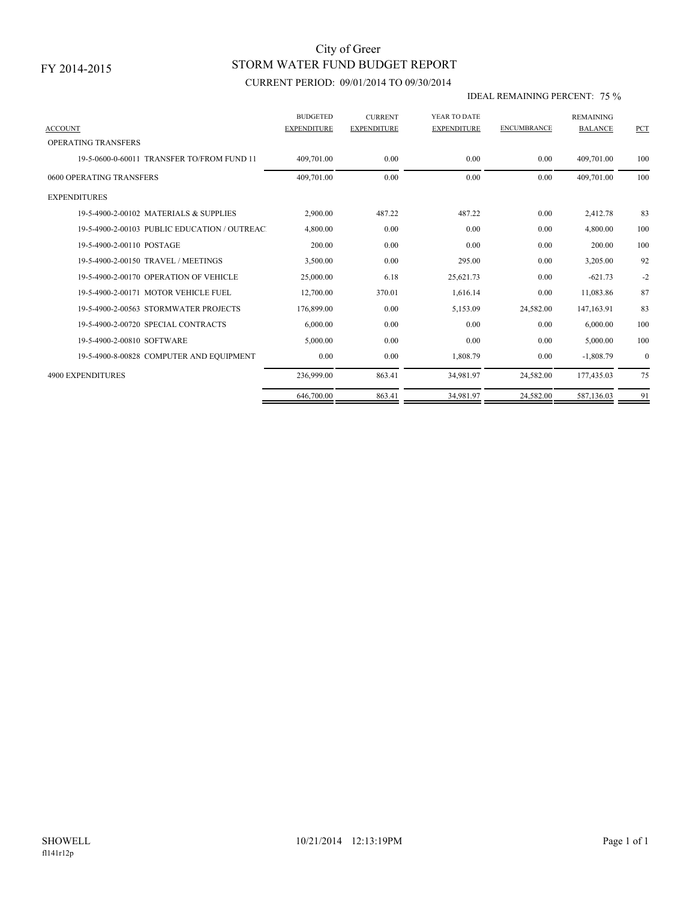FY 2014-2015

# City of Greer
# STORM WATER FUND BUDGET REPORT

CURRENT PERIOD: 09/01/2014 TO 09/30/2014

IDEAL REMAINING PERCENT: 75 %

| ACCOUNT | BUDGETED EXPENDITURE | CURRENT EXPENDITURE | YEAR TO DATE EXPENDITURE | ENCUMBRANCE | REMAINING BALANCE | PCT |
|---|---|---|---|---|---|---|
| OPERATING TRANSFERS | | | | | | |
| 19-5-0600-0-60011 TRANSFER TO/FROM FUND 11 | 409,701.00 | 0.00 | 0.00 | 0.00 | 409,701.00 | 100 |
| 0600 OPERATING TRANSFERS | 409,701.00 | 0.00 | 0.00 | 0.00 | 409,701.00 | 100 |
| EXPENDITURES | | | | | | |
| 19-5-4900-2-00102 MATERIALS & SUPPLIES | 2,900.00 | 487.22 | 487.22 | 0.00 | 2,412.78 | 83 |
| 19-5-4900-2-00103 PUBLIC EDUCATION / OUTREAC | 4,800.00 | 0.00 | 0.00 | 0.00 | 4,800.00 | 100 |
| 19-5-4900-2-00110 POSTAGE | 200.00 | 0.00 | 0.00 | 0.00 | 200.00 | 100 |
| 19-5-4900-2-00150 TRAVEL / MEETINGS | 3,500.00 | 0.00 | 295.00 | 0.00 | 3,205.00 | 92 |
| 19-5-4900-2-00170 OPERATION OF VEHICLE | 25,000.00 | 6.18 | 25,621.73 | 0.00 | -621.73 | -2 |
| 19-5-4900-2-00171 MOTOR VEHICLE FUEL | 12,700.00 | 370.01 | 1,616.14 | 0.00 | 11,083.86 | 87 |
| 19-5-4900-2-00563 STORMWATER PROJECTS | 176,899.00 | 0.00 | 5,153.09 | 24,582.00 | 147,163.91 | 83 |
| 19-5-4900-2-00720 SPECIAL CONTRACTS | 6,000.00 | 0.00 | 0.00 | 0.00 | 6,000.00 | 100 |
| 19-5-4900-2-00810 SOFTWARE | 5,000.00 | 0.00 | 0.00 | 0.00 | 5,000.00 | 100 |
| 19-5-4900-8-00828 COMPUTER AND EQUIPMENT | 0.00 | 0.00 | 1,808.79 | 0.00 | -1,808.79 | 0 |
| 4900 EXPENDITURES | 236,999.00 | 863.41 | 34,981.97 | 24,582.00 | 177,435.03 | 75 |
| | 646,700.00 | 863.41 | 34,981.97 | 24,582.00 | 587,136.03 | 91 |

SHOWELL
fl141r12p

10/21/2014 12:13:19PM